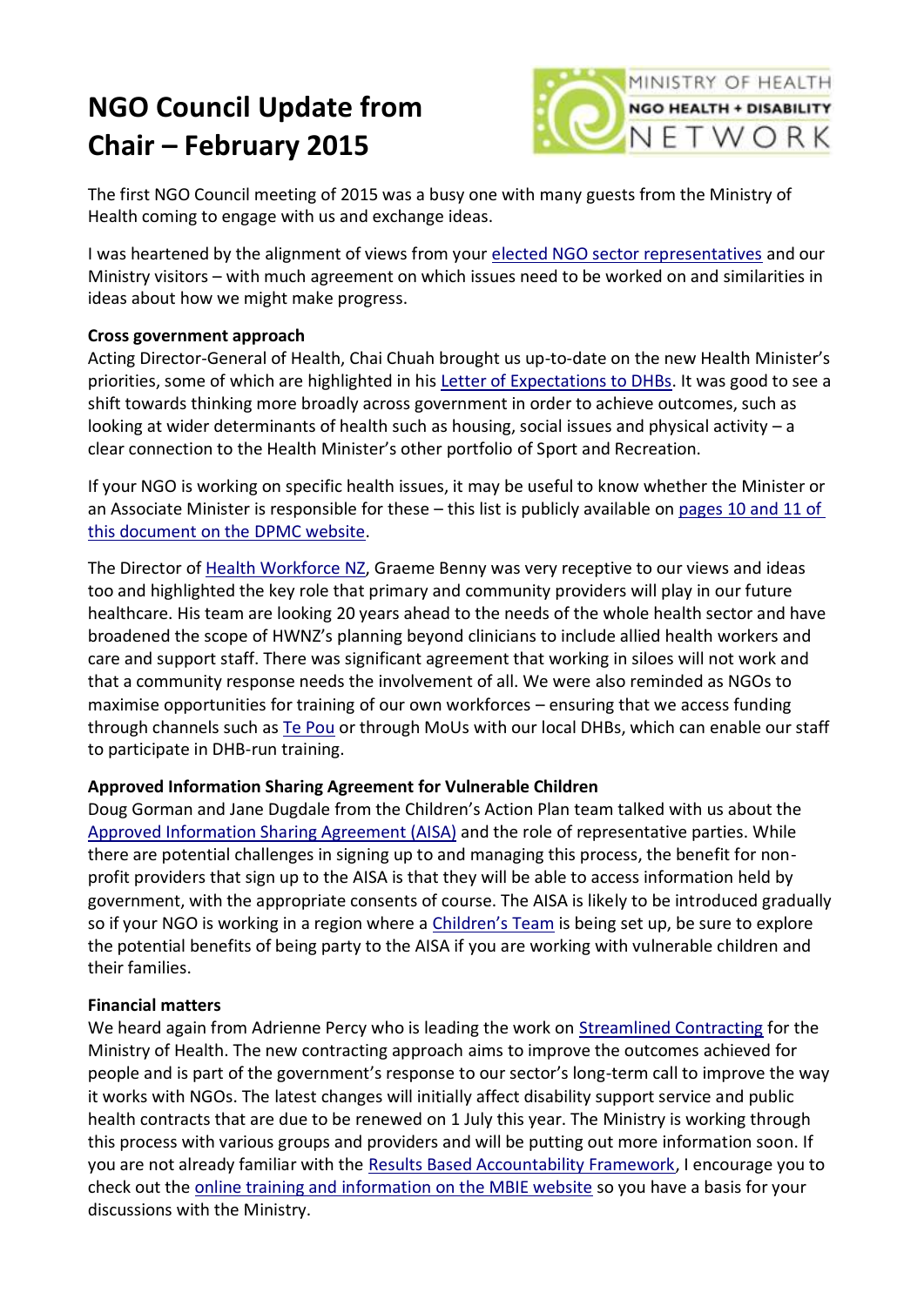# NGO Council Update from Chair – February 2015

The first NGO Council meeting of 2015 was a busy one with many guests from the Ministry of Health coming to engage with us and exchange ideas.

I was heartened by the alignment of views from your elected NGO sector representatives and our Ministry visitors – with much agreement on which issues need to be worked on and similarities in ideas about how we might make progress.

**Cross government approach**

Acting Director-General of Health, Chai Chuah brought us up-to-date on the new Health Minister's priorities, some of which are highlighted in his Letter of Expectations to DHBs. It was good to see a shift towards thinking more broadly across government in order to achieve outcomes, such as looking at wider determinants of health such as housing, social issues and physical activity – a clear connection to the Health Minister's other portfolio of Sport and Recreation.

If your NGO is working on specific health issues, it may be useful to know whether the Minister or an Associate Minister is responsible for these – this list is publicly available on pages 10 and 11 of this document on the DPMC website.

The Director of Health Workforce NZ, Graeme Benny was very receptive to our views and ideas too and highlighted the key role that primary and community providers will play in our future healthcare. His team are looking 20 years ahead to the needs of the whole health sector and have broadened the scope of HWNZ's planning beyond clinicians to include allied health workers and care and support staff. There was significant agreement that working in siloes will not work and that a community response needs the involvement of all. We were also reminded as NGOs to maximise opportunities for training of our own workforces – ensuring that we access funding through channels such as Te Pou or through MoUs with our local DHBs, which can enable our staff to participate in DHB-run training.

**Approved Information Sharing Agreement for Vulnerable Children**

Doug Gorman and Jane Dugdale from the Children's Action Plan team talked with us about the Approved Information Sharing Agreement (AISA) and the role of representative parties. While there are potential challenges in signing up to and managing this process, the benefit for non-profit providers that sign up to the AISA is that they will be able to access information held by government, with the appropriate consents of course. The AISA is likely to be introduced gradually so if your NGO is working in a region where a Children's Team is being set up, be sure to explore the potential benefits of being party to the AISA if you are working with vulnerable children and their families.

**Financial matters**

We heard again from Adrienne Percy who is leading the work on Streamlined Contracting for the Ministry of Health. The new contracting approach aims to improve the outcomes achieved for people and is part of the government's response to our sector's long-term call to improve the way it works with NGOs. The latest changes will initially affect disability support service and public health contracts that are due to be renewed on 1 July this year. The Ministry is working through this process with various groups and providers and will be putting out more information soon. If you are not already familiar with the Results Based Accountability Framework, I encourage you to check out the online training and information on the MBIE website so you have a basis for your discussions with the Ministry.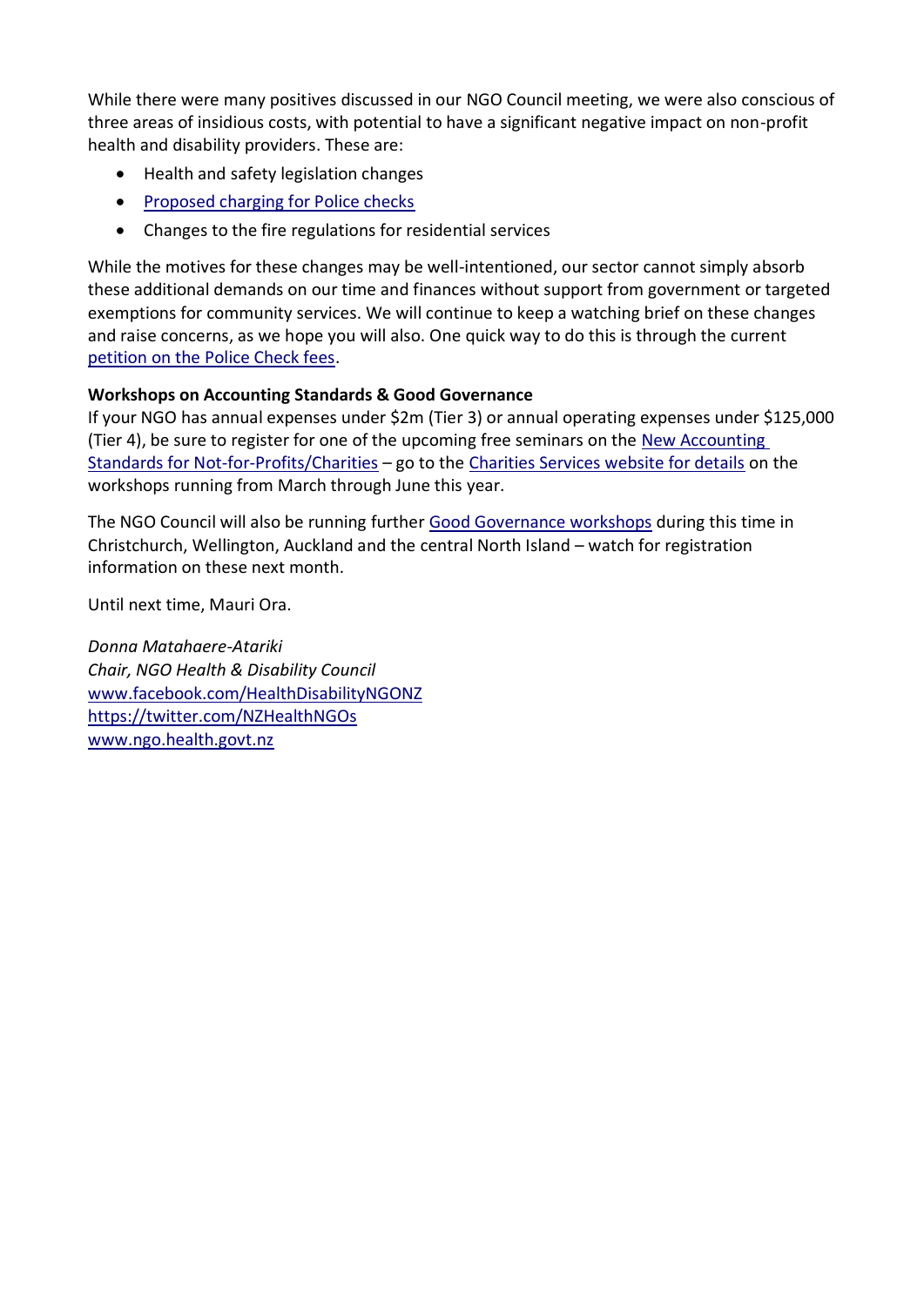While there were many positives discussed in our NGO Council meeting, we were also conscious of three areas of insidious costs, with potential to have a significant negative impact on non-profit health and disability providers. These are:

- Health and safety legislation changes
- Proposed charging for Police checks
- Changes to the fire regulations for residential services

While the motives for these changes may be well-intentioned, our sector cannot simply absorb these additional demands on our time and finances without support from government or targeted exemptions for community services. We will continue to keep a watching brief on these changes and raise concerns, as we hope you will also. One quick way to do this is through the current petition on the Police Check fees.

**Workshops on Accounting Standards & Good Governance**

If your NGO has annual expenses under $2m (Tier 3) or annual operating expenses under $125,000 (Tier 4), be sure to register for one of the upcoming free seminars on the New Accounting Standards for Not-for-Profits/Charities – go to the Charities Services website for details on the workshops running from March through June this year.

The NGO Council will also be running further Good Governance workshops during this time in Christchurch, Wellington, Auckland and the central North Island – watch for registration information on these next month.

Until next time, Mauri Ora.

*Donna Matahaere-Atariki*
*Chair, NGO Health & Disability Council*
www.facebook.com/HealthDisabilityNGONZ
https://twitter.com/NZHealthNGOs
www.ngo.health.govt.nz